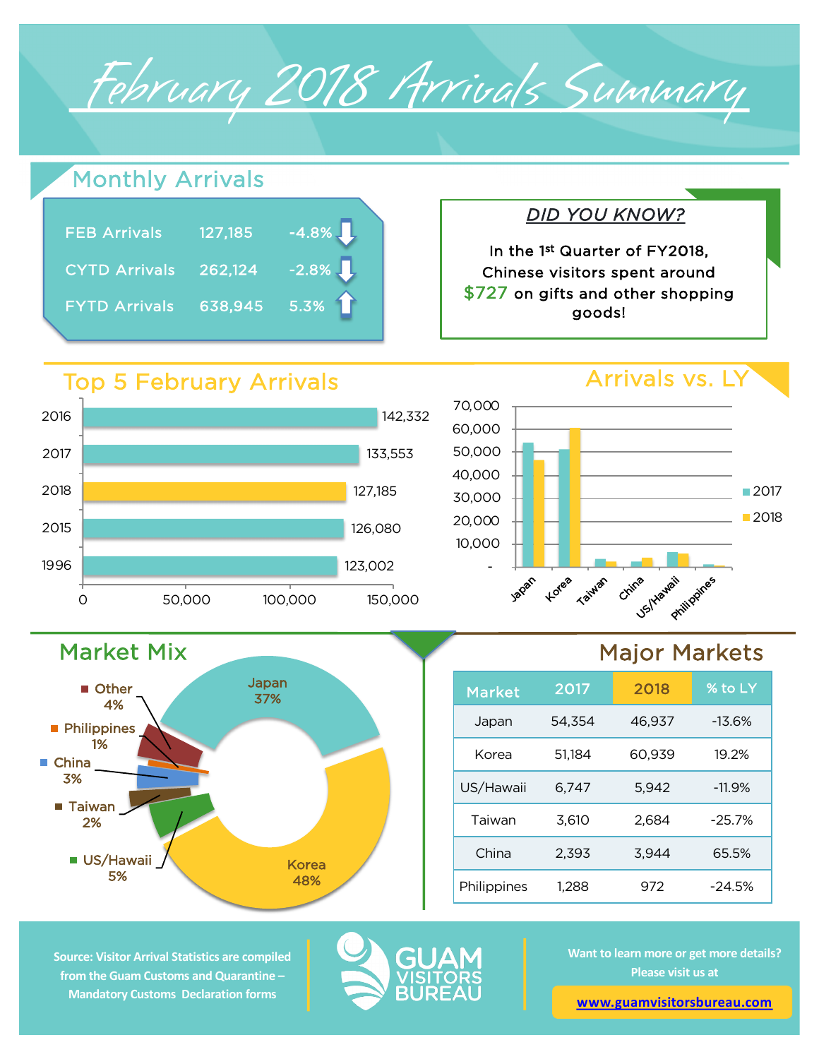# February 2018 Arrivals Summary

## Monthly Arrivals

| | | |
|---|---|---|
| FEB Arrivals | 127,185 | -4.8% ↓ |
| CYTD Arrivals | 262,124 | -2.8% ↓ |
| FYTD Arrivals | 638,945 | 5.3% ↑ |

### *DID YOU KNOW?*

In the 1st Quarter of FY2018, Chinese visitors spent around $727 on gifts and other shopping goods!

## Top 5 February Arrivals

| Year | Arrivals |
|---|---|
| 2016 | 142,332 |
| 2017 | 133,553 |
| 2018 | 127,185 |
| 2015 | 126,080 |
| 1996 | 123,002 |

## Arrivals vs. LY

(Chart comparing 2017 and 2018 arrivals for Japan, Korea, Taiwan, China, US/Hawaii, Philippines)

## Market Mix

| Market | Share |
|---|---|
| Japan | 37% |
| Korea | 48% |
| US/Hawaii | 5% |
| Taiwan | 2% |
| China | 3% |
| Philippines | 1% |
| Other | 4% |

## Major Markets

| Market | 2017 | 2018 | % to LY |
|---|---|---|---|
| Japan | 54,354 | 46,937 | -13.6% |
| Korea | 51,184 | 60,939 | 19.2% |
| US/Hawaii | 6,747 | 5,942 | -11.9% |
| Taiwan | 3,610 | 2,684 | -25.7% |
| China | 2,393 | 3,944 | 65.5% |
| Philippines | 1,288 | 972 | -24.5% |

Source: Visitor Arrival Statistics are compiled from the Guam Customs and Quarantine – Mandatory Customs Declaration forms

GUAM VISITORS BUREAU

Want to learn more or get more details? Please visit us at

www.guamvisitorsbureau.com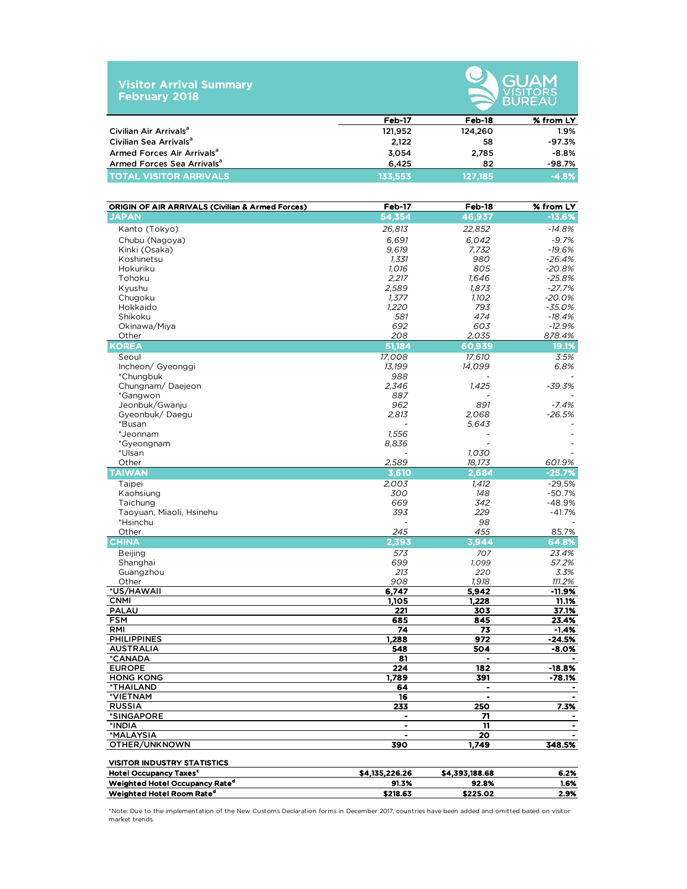# Visitor Arrival Summary
## February 2018

GUAM VISITORS BUREAU

| | Feb-17 | Feb-18 | % from LY |
|---|---|---|---|
| Civilian Air Arrivals[a] | 121,952 | 124,260 | 1.9% |
| Civilian Sea Arrivals[a] | 2,122 | 58 | -97.3% |
| Armed Forces Air Arrivals[a] | 3,054 | 2,785 | -8.8% |
| Armed Forces Sea Arrivals[a] | 6,425 | 82 | -98.7% |
| **TOTAL VISITOR ARRIVALS** | **133,553** | **127,185** | **-4.8%** |

| ORIGIN OF AIR ARRIVALS (Civilian & Armed Forces) | Feb-17 | Feb-18 | % from LY |
|---|---|---|---|
| **JAPAN** | **54,354** | **46,937** | **-13.6%** |
| Kanto (Tokyo) | 26,813 | 22,852 | -14.8% |
| Chubu (Nagoya) | 6,691 | 6,042 | -9.7% |
| Kinki (Osaka) | 9,619 | 7,732 | -19.6% |
| Koshinetsu | 1,331 | 980 | -26.4% |
| Hokuriku | 1,016 | 805 | -20.8% |
| Tohoku | 2,217 | 1,646 | -25.8% |
| Kyushu | 2,589 | 1,873 | -27.7% |
| Chugoku | 1,377 | 1,102 | -20.0% |
| Hokkaido | 1,220 | 793 | -35.0% |
| Shikoku | 581 | 474 | -18.4% |
| Okinawa/Miya | 692 | 603 | -12.9% |
| Other | 208 | 2,035 | 878.4% |
| **KOREA** | **51,184** | **60,939** | **19.1%** |
| Seoul | 17,008 | 17,610 | 3.5% |
| Incheon/ Gyeonggi | 13,199 | 14,099 | 6.8% |
| *Chungbuk | 988 | - | - |
| Chungnam/ Daejeon | 2,346 | 1,425 | -39.3% |
| *Gangwon | 887 | - | - |
| Jeonbuk/Gwanju | 962 | 891 | -7.4% |
| Gyeonbuk/ Daegu | 2,813 | 2,068 | -26.5% |
| *Busan | - | 5,643 | - |
| *Jeonnam | 1,556 | - | - |
| *Gyeongnam | 8,836 | - | - |
| *Ulsan | - | 1,030 | - |
| Other | 2,589 | 18,173 | 601.9% |
| **TAIWAN** | **3,610** | **2,684** | **-25.7%** |
| Taipei | 2,003 | 1,412 | -29.5% |
| Kaohsiung | 300 | 148 | -50.7% |
| Taichung | 669 | 342 | -48.9% |
| Taoyuan, Miaoli, Hsinehu | 393 | 229 | -41.7% |
| *Hsinchu | - | 98 | - |
| Other | 245 | 455 | 85.7% |
| **CHINA** | **2,393** | **3,944** | **64.8%** |
| Beijing | 573 | 707 | 23.4% |
| Shanghai | 699 | 1,099 | 57.2% |
| Guangzhou | 213 | 220 | 3.3% |
| Other | 908 | 1,918 | 111.2% |
| **\*US/HAWAII** | **6,747** | **5,942** | **-11.9%** |
| **CNMI** | **1,105** | **1,228** | **11.1%** |
| **PALAU** | **221** | **303** | **37.1%** |
| **FSM** | **685** | **845** | **23.4%** |
| **RMI** | **74** | **73** | **-1.4%** |
| **PHILIPPINES** | **1,288** | **972** | **-24.5%** |
| **AUSTRALIA** | **548** | **504** | **-8.0%** |
| **\*CANADA** | **81** | **-** | **-** |
| **EUROPE** | **224** | **182** | **-18.8%** |
| **HONG KONG** | **1,789** | **391** | **-78.1%** |
| **\*THAILAND** | **64** | **-** | **-** |
| **\*VIETNAM** | **16** | **-** | **-** |
| **RUSSIA** | **233** | **250** | **7.3%** |
| **\*SINGAPORE** | **-** | **71** | **-** |
| **\*INDIA** | **-** | **11** | **-** |
| **\*MALAYSIA** | **-** | **20** | **-** |
| **OTHER/UNKNOWN** | **390** | **1,749** | **348.5%** |

| VISITOR INDUSTRY STATISTICS | | | |
|---|---|---|---|
| Hotel Occupancy Taxes[c] | $4,135,226.26 | $4,393,188.68 | 6.2% |
| Weighted Hotel Occupancy Rate[d] | 91.3% | 92.8% | 1.6% |
| Weighted Hotel Room Rate[d] | $218.63 | $225.02 | 2.9% |

*Note: Due to the implementation of the New Customs Declaration forms in December 2017, countries have been added and omitted based on visitor market trends.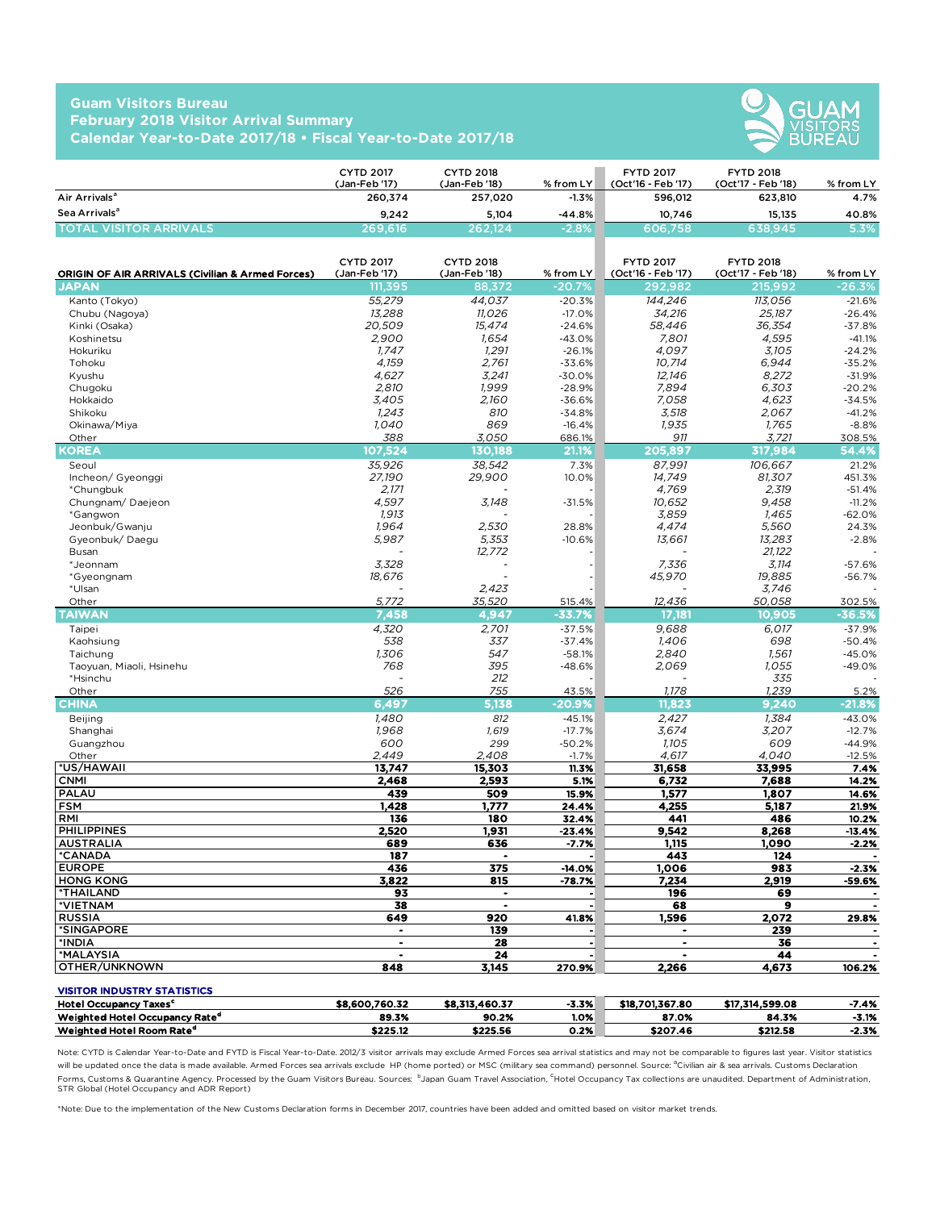# Guam Visitors Bureau
## February 2018 Visitor Arrival Summary
## Calendar Year-to-Date 2017/18 • Fiscal Year-to-Date 2017/18

| | CYTD 2017 (Jan-Feb '17) | CYTD 2018 (Jan-Feb '18) | % from LY | FYTD 2017 (Oct'16 - Feb '17) | FYTD 2018 (Oct'17 - Feb '18) | % from LY |
|---|---|---|---|---|---|---|
| Air Arrivals[a] | 260,374 | 257,020 | -1.3% | 596,012 | 623,810 | 4.7% |
| Sea Arrivals[a] | 9,242 | 5,104 | -44.8% | 10,746 | 15,135 | 40.8% |
| **TOTAL VISITOR ARRIVALS** | **269,616** | **262,124** | **-2.8%** | **606,758** | **638,945** | **5.3%** |

| ORIGIN OF AIR ARRIVALS (Civilian & Armed Forces) | CYTD 2017 (Jan-Feb '17) | CYTD 2018 (Jan-Feb '18) | % from LY | FYTD 2017 (Oct'16 - Feb '17) | FYTD 2018 (Oct'17 - Feb '18) | % from LY |
|---|---|---|---|---|---|---|
| **JAPAN** | **111,395** | **88,372** | **-20.7%** | **292,982** | **215,992** | **-26.3%** |
| Kanto (Tokyo) | 55,279 | 44,037 | -20.3% | 144,246 | 113,056 | -21.6% |
| Chubu (Nagoya) | 13,288 | 11,026 | -17.0% | 34,216 | 25,187 | -26.4% |
| Kinki (Osaka) | 20,509 | 15,474 | -24.6% | 58,446 | 36,354 | -37.8% |
| Koshinetsu | 2,900 | 1,654 | -43.0% | 7,801 | 4,595 | -41.1% |
| Hokuriku | 1,747 | 1,291 | -26.1% | 4,097 | 3,105 | -24.2% |
| Tohoku | 4,159 | 2,761 | -33.6% | 10,714 | 6,944 | -35.2% |
| Kyushu | 4,627 | 3,241 | -30.0% | 12,146 | 8,272 | -31.9% |
| Chugoku | 2,810 | 1,999 | -28.9% | 7,894 | 6,303 | -20.2% |
| Hokkaido | 3,405 | 2,160 | -36.6% | 7,058 | 4,623 | -34.5% |
| Shikoku | 1,243 | 810 | -34.8% | 3,518 | 2,067 | -41.2% |
| Okinawa/Miya | 1,040 | 869 | -16.4% | 1,935 | 1,765 | -8.8% |
| Other | 388 | 3,050 | 686.1% | 911 | 3,721 | 308.5% |
| **KOREA** | **107,524** | **130,188** | **21.1%** | **205,897** | **317,984** | **54.4%** |
| Seoul | 35,926 | 38,542 | 7.3% | 87,991 | 106,667 | 21.2% |
| Incheon/ Gyeonggi | 27,190 | 29,900 | 10.0% | 14,749 | 81,307 | 451.3% |
| *Chungbuk | 2,171 | - | - | 4,769 | 2,319 | -51.4% |
| Chungnam/ Daejeon | 4,597 | 3,148 | -31.5% | 10,652 | 9,458 | -11.2% |
| *Gangwon | 1,913 | - | - | 3,859 | 1,465 | -62.0% |
| Jeonbuk/Gwanju | 1,964 | 2,530 | 28.8% | 4,474 | 5,560 | 24.3% |
| Gyeonbuk/ Daegu | 5,987 | 5,353 | -10.6% | 13,661 | 13,283 | -2.8% |
| Busan | - | 12,772 | - | - | 21,122 | - |
| *Jeonnam | 3,328 | - | - | 7,336 | 3,114 | -57.6% |
| *Gyeongnam | 18,676 | - | - | 45,970 | 19,885 | -56.7% |
| *Ulsan | - | 2,423 | - | - | 3,746 | - |
| Other | 5,772 | 35,520 | 515.4% | 12,436 | 50,058 | 302.5% |
| **TAIWAN** | **7,458** | **4,947** | **-33.7%** | **17,181** | **10,905** | **-36.5%** |
| Taipei | 4,320 | 2,701 | -37.5% | 9,688 | 6,017 | -37.9% |
| Kaohsiung | 538 | 337 | -37.4% | 1,406 | 698 | -50.4% |
| Taichung | 1,306 | 547 | -58.1% | 2,840 | 1,561 | -45.0% |
| Taoyuan, Miaoli, Hsinehu | 768 | 395 | -48.6% | 2,069 | 1,055 | -49.0% |
| *Hsinchu | - | 212 | - | - | 335 | - |
| Other | 526 | 755 | 43.5% | 1,178 | 1,239 | 5.2% |
| **CHINA** | **6,497** | **5,138** | **-20.9%** | **11,823** | **9,240** | **-21.8%** |
| Beijing | 1,480 | 812 | -45.1% | 2,427 | 1,384 | -43.0% |
| Shanghai | 1,968 | 1,619 | -17.7% | 3,674 | 3,207 | -12.7% |
| Guangzhou | 600 | 299 | -50.2% | 1,105 | 609 | -44.9% |
| Other | 2,449 | 2,408 | -1.7% | 4,617 | 4,040 | -12.5% |
| **\*US/HAWAII** | **13,747** | **15,303** | **11.3%** | **31,658** | **33,995** | **7.4%** |
| **CNMI** | **2,468** | **2,593** | **5.1%** | **6,732** | **7,688** | **14.2%** |
| **PALAU** | **439** | **509** | **15.9%** | **1,577** | **1,807** | **14.6%** |
| **FSM** | **1,428** | **1,777** | **24.4%** | **4,255** | **5,187** | **21.9%** |
| **RMI** | **136** | **180** | **32.4%** | **441** | **486** | **10.2%** |
| **PHILIPPINES** | **2,520** | **1,931** | **-23.4%** | **9,542** | **8,268** | **-13.4%** |
| **AUSTRALIA** | **689** | **636** | **-7.7%** | **1,115** | **1,090** | **-2.2%** |
| **\*CANADA** | **187** | **-** | **-** | **443** | **124** | **-** |
| **EUROPE** | **436** | **375** | **-14.0%** | **1,006** | **983** | **-2.3%** |
| **HONG KONG** | **3,822** | **815** | **-78.7%** | **7,234** | **2,919** | **-59.6%** |
| **\*THAILAND** | **93** | **-** | **-** | **196** | **69** | **-** |
| **\*VIETNAM** | **38** | **-** | **-** | **68** | **9** | **-** |
| **RUSSIA** | **649** | **920** | **41.8%** | **1,596** | **2,072** | **29.8%** |
| **\*SINGAPORE** | **-** | **139** | **-** | **-** | **239** | **-** |
| **\*INDIA** | **-** | **28** | **-** | **-** | **36** | **-** |
| **\*MALAYSIA** | **-** | **24** | **-** | **-** | **44** | **-** |
| **OTHER/UNKNOWN** | **848** | **3,145** | **270.9%** | **2,266** | **4,673** | **106.2%** |

| VISITOR INDUSTRY STATISTICS | CYTD 2017 | CYTD 2018 | % from LY | FYTD 2017 | FYTD 2018 | % from LY |
|---|---|---|---|---|---|---|
| Hotel Occupancy Taxes[c] | $8,600,760.32 | $8,313,460.37 | -3.3% | $18,701,367.80 | $17,314,599.08 | -7.4% |
| Weighted Hotel Occupancy Rate[d] | 89.3% | 90.2% | 1.0% | 87.0% | 84.3% | -3.1% |
| Weighted Hotel Room Rate[d] | $225.12 | $225.56 | 0.2% | $207.46 | $212.58 | -2.3% |

Note: CYTD is Calendar Year-to-Date and FYTD is Fiscal Year-to-Date. 2012/3 visitor arrivals may exclude Armed Forces sea arrival statistics and may not be comparable to figures last year. Visitor statistics will be updated once the data is made available. Armed Forces sea arrivals exclude HP (home ported) or MSC (military sea command) personnel. Source: [a]Civilian air & sea arrivals. Customs Declaration Forms, Customs & Quarantine Agency. Processed by the Guam Visitors Bureau. Sources: [b]Japan Guam Travel Association, [c]Hotel Occupancy Tax collections are unaudited. Department of Administration, STR Global (Hotel Occupancy and ADR Report)

*Note: Due to the implementation of the New Customs Declaration forms in December 2017, countries have been added and omitted based on visitor market trends.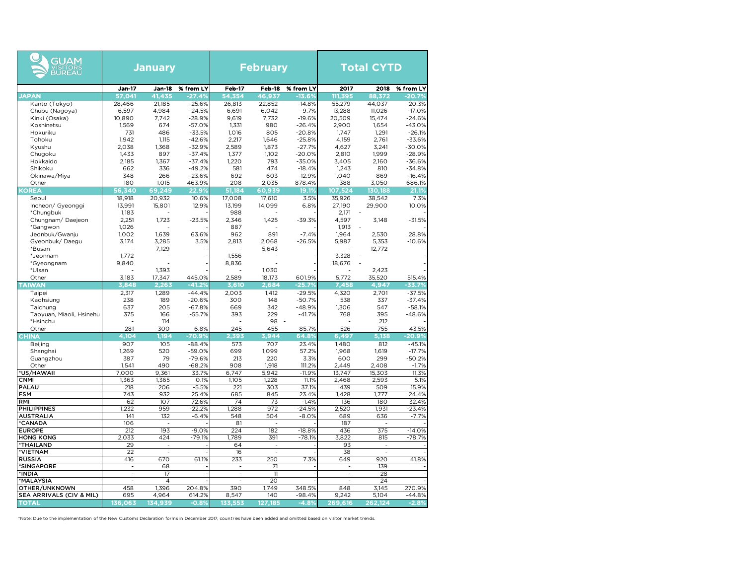| GUAM VISITORS BUREAU | January | | | February | | | Total CYTD | | |
|---|---|---|---|---|---|---|---|---|---|
| | Jan-17 | Jan-18 | % from LY | Feb-17 | Feb-18 | % from LY | 2017 | 2018 | % from LY |
| **JAPAN** | **57,041** | **41,435** | **-27.4%** | **54,354** | **46,937** | **-13.6%** | **111,395** | **88,372** | **-20.7%** |
| Kanto (Tokyo) | 28,466 | 21,185 | -25.6% | 26,813 | 22,852 | -14.8% | 55,279 | 44,037 | -20.3% |
| Chubu (Nagoya) | 6,597 | 4,984 | -24.5% | 6,691 | 6,042 | -9.7% | 13,288 | 11,026 | -17.0% |
| Kinki (Osaka) | 10,890 | 7,742 | -28.9% | 9,619 | 7,732 | -19.6% | 20,509 | 15,474 | -24.6% |
| Koshinetsu | 1,569 | 674 | -57.0% | 1,331 | 980 | -26.4% | 2,900 | 1,654 | -43.0% |
| Hokuriku | 731 | 486 | -33.5% | 1,016 | 805 | -20.8% | 1,747 | 1,291 | -26.1% |
| Tohoku | 1,942 | 1,115 | -42.6% | 2,217 | 1,646 | -25.8% | 4,159 | 2,761 | -33.6% |
| Kyushu | 2,038 | 1,368 | -32.9% | 2,589 | 1,873 | -27.7% | 4,627 | 3,241 | -30.0% |
| Chugoku | 1,433 | 897 | -37.4% | 1,377 | 1,102 | -20.0% | 2,810 | 1,999 | -28.9% |
| Hokkaido | 2,185 | 1,367 | -37.4% | 1,220 | 793 | -35.0% | 3,405 | 2,160 | -36.6% |
| Shikoku | 662 | 336 | -49.2% | 581 | 474 | -18.4% | 1,243 | 810 | -34.8% |
| Okinawa/Miya | 348 | 266 | -23.6% | 692 | 603 | -12.9% | 1,040 | 869 | -16.4% |
| Other | 180 | 1,015 | 463.9% | 208 | 2,035 | 878.4% | 388 | 3,050 | 686.1% |
| **KOREA** | **56,340** | **69,249** | **22.9%** | **51,184** | **60,939** | **19.1%** | **107,524** | **130,188** | **21.1%** |
| Seoul | 18,918 | 20,932 | 10.6% | 17,008 | 17,610 | 3.5% | 35,926 | 38,542 | 7.3% |
| Incheon/ Gyeonggi | 13,991 | 15,801 | 12.9% | 13,199 | 14,099 | 6.8% | 27,190 | 29,900 | 10.0% |
| *Chungbuk | 1,183 | - | - | 988 | - | - | 2,171 | - | - |
| Chungnam/ Daejeon | 2,251 | 1,723 | -23.5% | 2,346 | 1,425 | -39.3% | 4,597 | 3,148 | -31.5% |
| *Gangwon | 1,026 | - | - | 887 | - | - | 1,913 | - | - |
| Jeonbuk/Gwanju | 1,002 | 1,639 | 63.6% | 962 | 891 | -7.4% | 1,964 | 2,530 | 28.8% |
| Gyeonbuk/ Daegu | 3,174 | 3,285 | 3.5% | 2,813 | 2,068 | -26.5% | 5,987 | 5,353 | -10.6% |
| *Busan | - | 7,129 | - | - | 5,643 | - | - | 12,772 | - |
| *Jeonnam | 1,772 | - | - | 1,556 | - | - | 3,328 | - | - |
| *Gyeongnam | 9,840 | - | - | 8,836 | - | - | 18,676 | - | - |
| *Ulsan | - | 1,393 | - | - | 1,030 | - | - | 2,423 | - |
| Other | 3,183 | 17,347 | 445.0% | 2,589 | 18,173 | 601.9% | 5,772 | 35,520 | 515.4% |
| **TAIWAN** | **3,848** | **2,263** | **-41.2%** | **3,610** | **2,684** | **-25.7%** | **7,458** | **4,947** | **-33.7%** |
| Taipei | 2,317 | 1,289 | -44.4% | 2,003 | 1,412 | -29.5% | 4,320 | 2,701 | -37.5% |
| Kaohsiung | 238 | 189 | -20.6% | 300 | 148 | -50.7% | 538 | 337 | -37.4% |
| Taichung | 637 | 205 | -67.8% | 669 | 342 | -48.9% | 1,306 | 547 | -58.1% |
| Taoyuan, Miaoli, Hsinehu | 375 | 166 | -55.7% | 393 | 229 | -41.7% | 768 | 395 | -48.6% |
| *Hsinchu | - | 114 | | - | 98 | - | - | 212 | - |
| Other | 281 | 300 | 6.8% | 245 | 455 | 85.7% | 526 | 755 | 43.5% |
| **CHINA** | **4,104** | **1,194** | **-70.9%** | **2,393** | **3,944** | **64.8%** | **6,497** | **5,138** | **-20.9%** |
| Beijing | 907 | 105 | -88.4% | 573 | 707 | 23.4% | 1,480 | 812 | -45.1% |
| Shanghai | 1,269 | 520 | -59.0% | 699 | 1,099 | 57.2% | 1,968 | 1,619 | -17.7% |
| Guangzhou | 387 | 79 | -79.6% | 213 | 220 | 3.3% | 600 | 299 | -50.2% |
| Other | 1,541 | 490 | -68.2% | 908 | 1,918 | 111.2% | 2,449 | 2,408 | -1.7% |
| **\*US/HAWAII** | 7,000 | 9,361 | 33.7% | 6,747 | 5,942 | -11.9% | 13,747 | 15,303 | 11.3% |
| **CNMI** | 1,363 | 1,365 | 0.1% | 1,105 | 1,228 | 11.1% | 2,468 | 2,593 | 5.1% |
| **PALAU** | 218 | 206 | -5.5% | 221 | 303 | 37.1% | 439 | 509 | 15.9% |
| **FSM** | 743 | 932 | 25.4% | 685 | 845 | 23.4% | 1,428 | 1,777 | 24.4% |
| **RMI** | 62 | 107 | 72.6% | 74 | 73 | -1.4% | 136 | 180 | 32.4% |
| **PHILIPPINES** | 1,232 | 959 | -22.2% | 1,288 | 972 | -24.5% | 2,520 | 1,931 | -23.4% |
| **AUSTRALIA** | 141 | 132 | -6.4% | 548 | 504 | -8.0% | 689 | 636 | -7.7% |
| **\*CANADA** | 106 | - | - | 81 | - | - | 187 | - | - |
| **EUROPE** | 212 | 193 | -9.0% | 224 | 182 | -18.8% | 436 | 375 | -14.0% |
| **HONG KONG** | 2,033 | 424 | -79.1% | 1,789 | 391 | -78.1% | 3,822 | 815 | -78.7% |
| **\*THAILAND** | 29 | - | - | 64 | - | - | 93 | - | - |
| **\*VIETNAM** | 22 | - | - | 16 | - | - | 38 | - | - |
| **RUSSIA** | 416 | 670 | 61.1% | 233 | 250 | 7.3% | 649 | 920 | 41.8% |
| **\*SINGAPORE** | - | 68 | - | - | 71 | - | - | 139 | - |
| **\*INDIA** | - | 17 | - | - | 11 | - | - | 28 | - |
| **\*MALAYSIA** | - | 4 | - | - | 20 | - | - | 24 | - |
| **OTHER/UNKNOWN** | 458 | 1,396 | 204.8% | 390 | 1,749 | 348.5% | 848 | 3,145 | 270.9% |
| **SEA ARRIVALS (CIV & MIL)** | 695 | 4,964 | 614.2% | 8,547 | 140 | -98.4% | 9,242 | 5,104 | -44.8% |
| **TOTAL** | **136,063** | **134,939** | **-0.8%** | **133,553** | **127,185** | **-4.8%** | **269,616** | **262,124** | **-2.8%** |

*Note: Due to the implementation of the New Customs Declaration forms in December 2017, countries have been added and omitted based on visitor market trends.